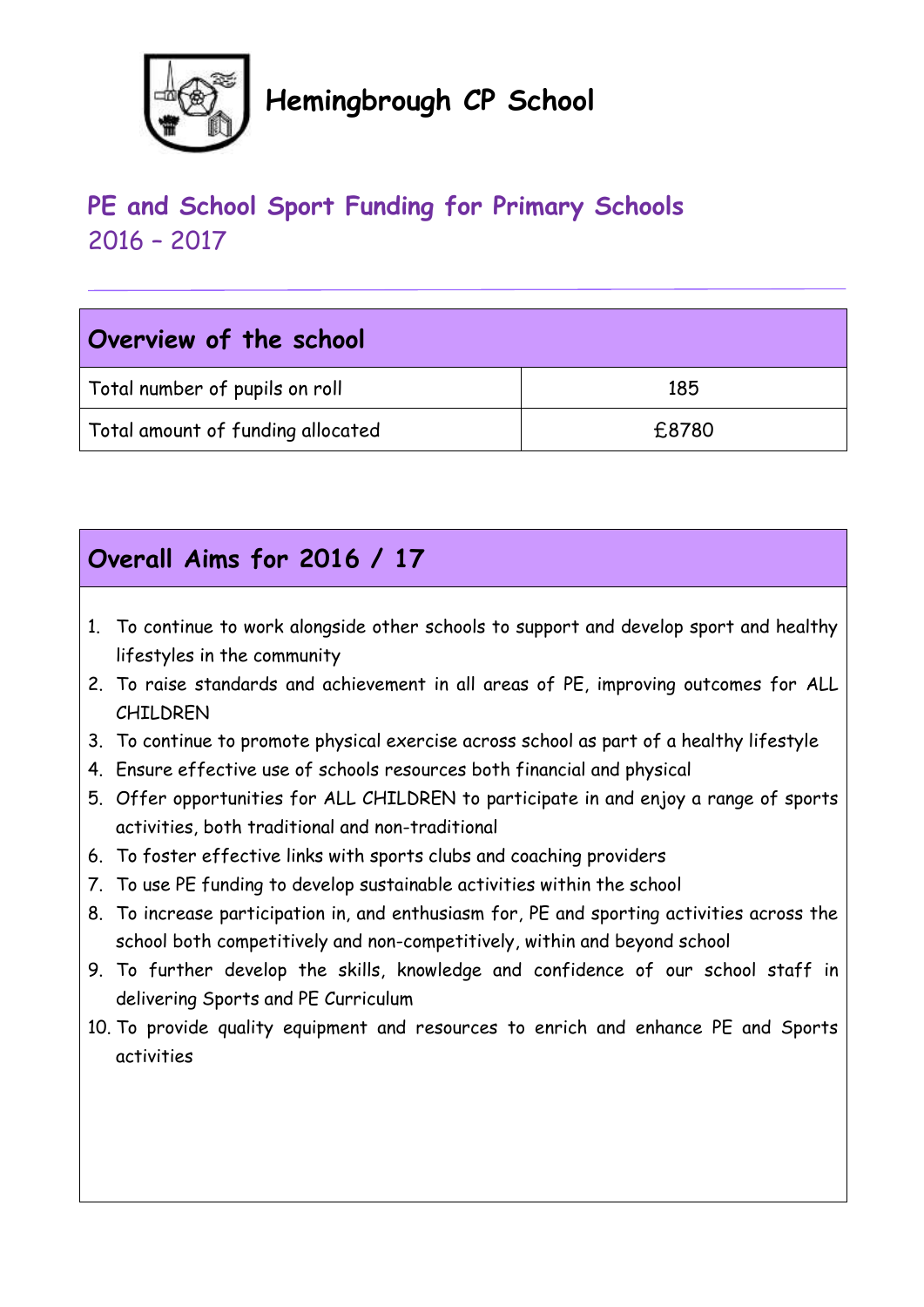# Hemingbrough CP School

## PE and School Sport Funding for Primary Schools
2016 – 2017

| Overview of the school | |
|---|---|
| Total number of pupils on roll | 185 |
| Total amount of funding allocated | £8780 |

## Overall Aims for 2016 / 17

1. To continue to work alongside other schools to support and develop sport and healthy lifestyles in the community
2. To raise standards and achievement in all areas of PE, improving outcomes for ALL CHILDREN
3. To continue to promote physical exercise across school as part of a healthy lifestyle
4. Ensure effective use of schools resources both financial and physical
5. Offer opportunities for ALL CHILDREN to participate in and enjoy a range of sports activities, both traditional and non-traditional
6. To foster effective links with sports clubs and coaching providers
7. To use PE funding to develop sustainable activities within the school
8. To increase participation in, and enthusiasm for, PE and sporting activities across the school both competitively and non-competitively, within and beyond school
9. To further develop the skills, knowledge and confidence of our school staff in delivering Sports and PE Curriculum
10. To provide quality equipment and resources to enrich and enhance PE and Sports activities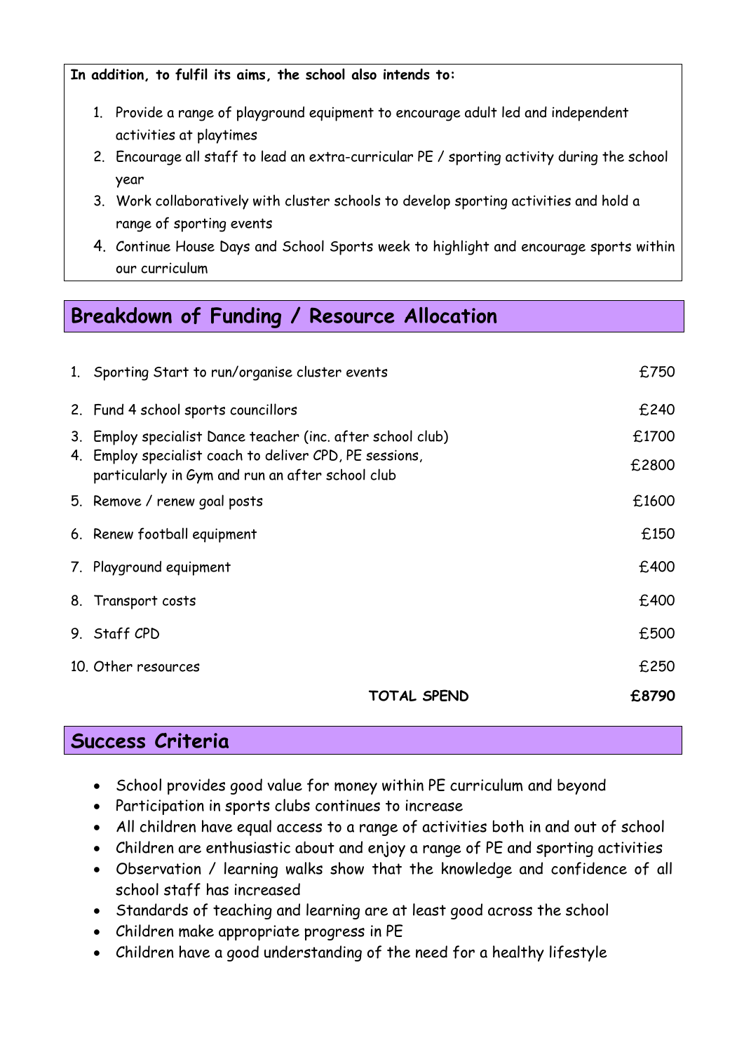**In addition, to fulfil its aims, the school also intends to:**

1. Provide a range of playground equipment to encourage adult led and independent activities at playtimes
2. Encourage all staff to lead an extra-curricular PE / sporting activity during the school year
3. Work collaboratively with cluster schools to develop sporting activities and hold a range of sporting events
4. Continue House Days and School Sports week to highlight and encourage sports within our curriculum

## Breakdown of Funding / Resource Allocation

| Item | Cost |
|---|---|
| 1. Sporting Start to run/organise cluster events | £750 |
| 2. Fund 4 school sports councillors | £240 |
| 3. Employ specialist Dance teacher (inc. after school club) | £1700 |
| 4. Employ specialist coach to deliver CPD, PE sessions, particularly in Gym and run an after school club | £2800 |
| 5. Remove / renew goal posts | £1600 |
| 6. Renew football equipment | £150 |
| 7. Playground equipment | £400 |
| 8. Transport costs | £400 |
| 9. Staff CPD | £500 |
| 10. Other resources | £250 |
| **TOTAL SPEND** | **£8790** |

## Success Criteria

- School provides good value for money within PE curriculum and beyond
- Participation in sports clubs continues to increase
- All children have equal access to a range of activities both in and out of school
- Children are enthusiastic about and enjoy a range of PE and sporting activities
- Observation / learning walks show that the knowledge and confidence of all school staff has increased
- Standards of teaching and learning are at least good across the school
- Children make appropriate progress in PE
- Children have a good understanding of the need for a healthy lifestyle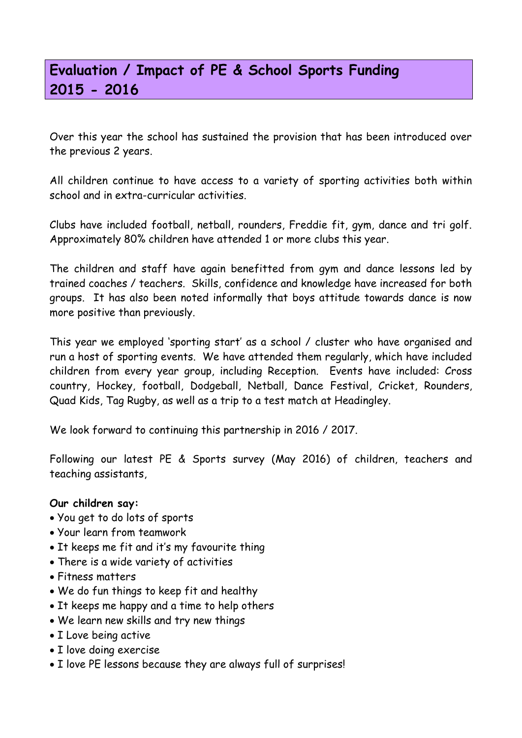# Evaluation / Impact of PE & School Sports Funding 2015 - 2016

Over this year the school has sustained the provision that has been introduced over the previous 2 years.

All children continue to have access to a variety of sporting activities both within school and in extra-curricular activities.

Clubs have included football, netball, rounders, Freddie fit, gym, dance and tri golf. Approximately 80% children have attended 1 or more clubs this year.

The children and staff have again benefitted from gym and dance lessons led by trained coaches / teachers. Skills, confidence and knowledge have increased for both groups. It has also been noted informally that boys attitude towards dance is now more positive than previously.

This year we employed 'sporting start' as a school / cluster who have organised and run a host of sporting events. We have attended them regularly, which have included children from every year group, including Reception. Events have included: Cross country, Hockey, football, Dodgeball, Netball, Dance Festival, Cricket, Rounders, Quad Kids, Tag Rugby, as well as a trip to a test match at Headingley.

We look forward to continuing this partnership in 2016 / 2017.

Following our latest PE & Sports survey (May 2016) of children, teachers and teaching assistants,

**Our children say:**

- You get to do lots of sports
- Your learn from teamwork
- It keeps me fit and it's my favourite thing
- There is a wide variety of activities
- Fitness matters
- We do fun things to keep fit and healthy
- It keeps me happy and a time to help others
- We learn new skills and try new things
- I Love being active
- I love doing exercise
- I love PE lessons because they are always full of surprises!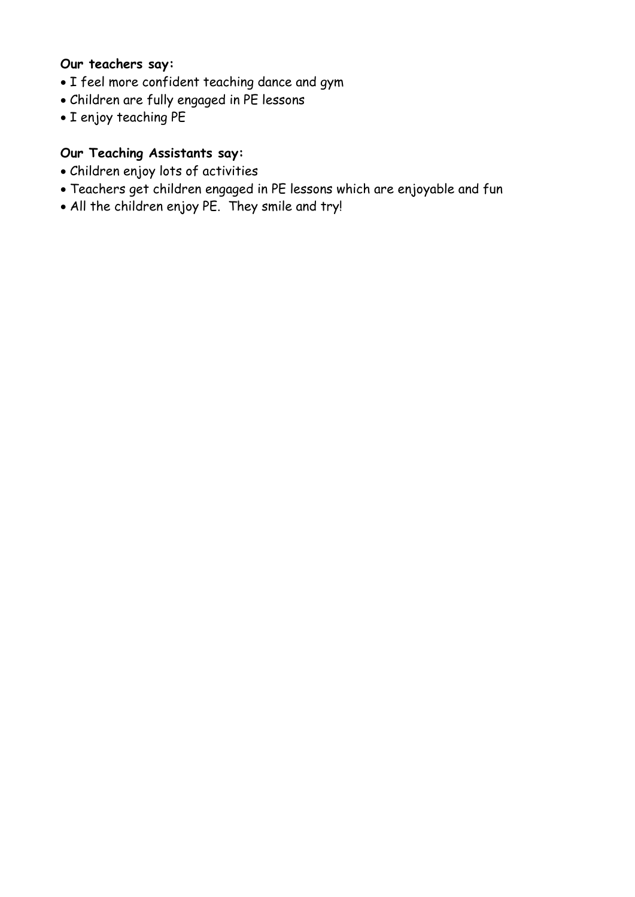**Our teachers say:**

- I feel more confident teaching dance and gym
- Children are fully engaged in PE lessons
- I enjoy teaching PE

**Our Teaching Assistants say:**

- Children enjoy lots of activities
- Teachers get children engaged in PE lessons which are enjoyable and fun
- All the children enjoy PE. They smile and try!